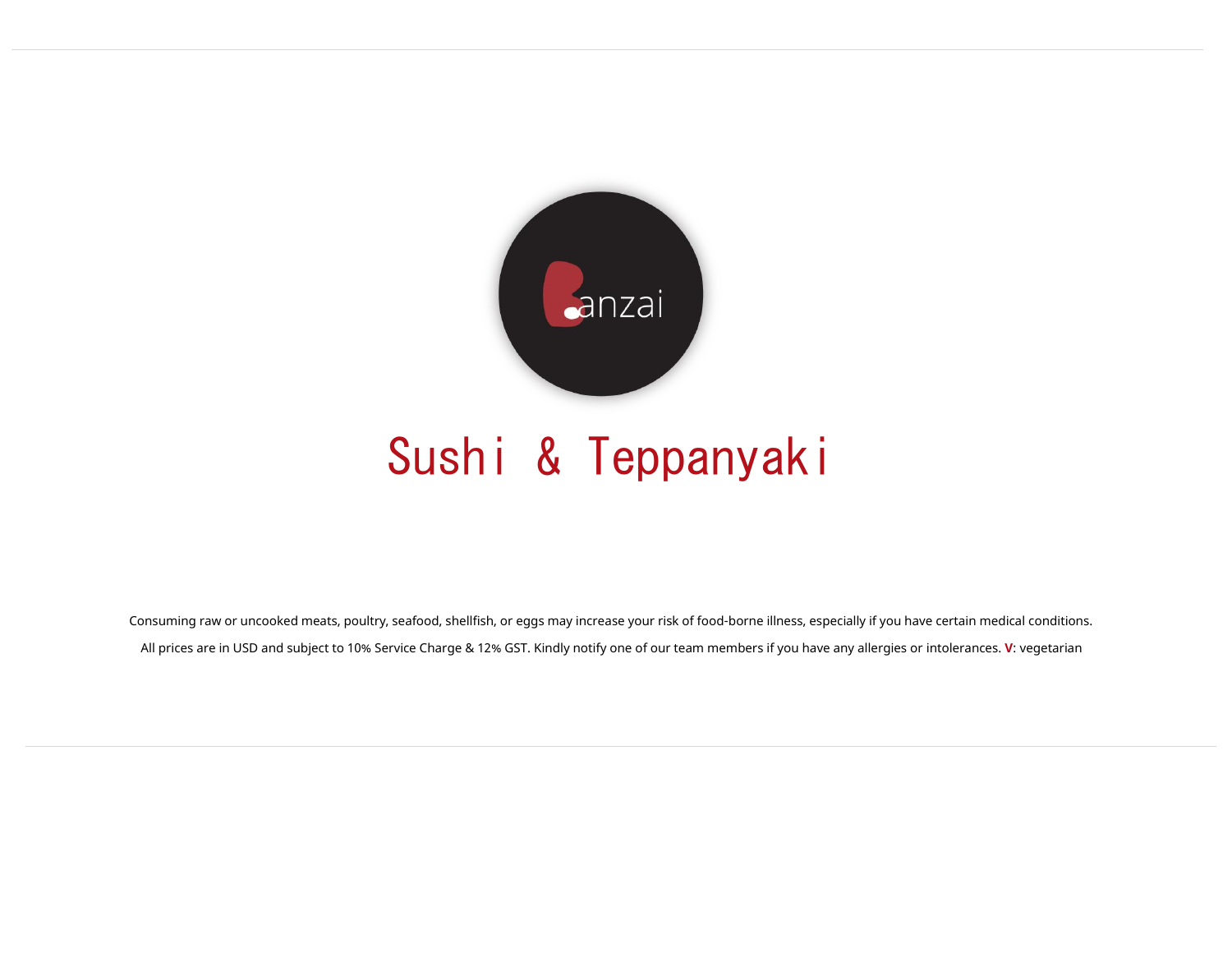Banzai

# Sushi & Teppanyaki

Consuming raw or uncooked meats, poultry, seafood, shellfish, or eggs may increase your risk of food-borne illness, especially if you have certain medical conditions.

All prices are in USD and subject to 10% Service Charge & 12% GST. Kindly notify one of our team members if you have any allergies or intolerances. **V**: vegetarian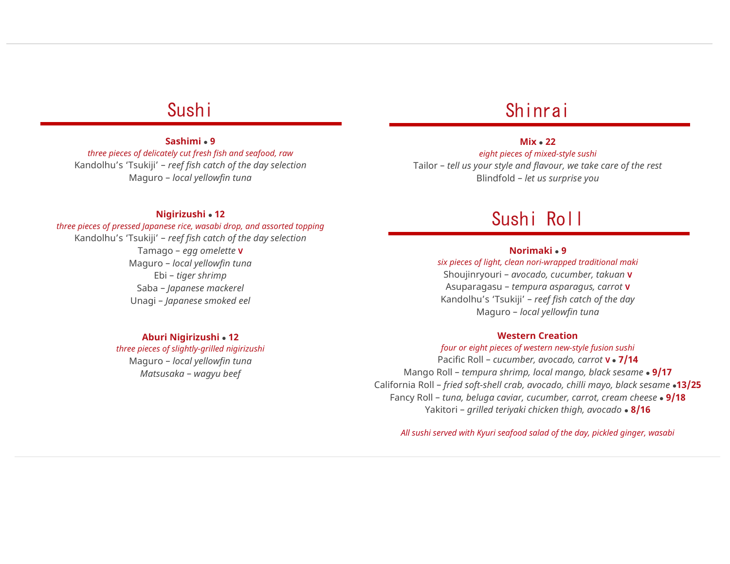## Sushi

**Sashimi • 9**
*three pieces of delicately cut fresh fish and seafood, raw*
Kandolhu’s ‘Tsukiji’ – *reef fish catch of the day selection*
Maguro – *local yellowfin tuna*

**Nigirizushi • 12**
*three pieces of pressed Japanese rice, wasabi drop, and assorted topping*
Kandolhu’s ‘Tsukiji’ – *reef fish catch of the day selection*
Tamago – *egg omelette* **V**
Maguro – *local yellowfin tuna*
Ebi – *tiger shrimp*
Saba – *Japanese mackerel*
Unagi – *Japanese smoked eel*

**Aburi Nigirizushi • 12**
*three pieces of slightly-grilled nigirizushi*
Maguro – *local yellowfin tuna*
*Matsusaka – wagyu beef*

## Shinrai

**Mix • 22**
*eight pieces of mixed-style sushi*
Tailor – *tell us your style and flavour, we take care of the rest*
Blindfold – *let us surprise you*

## Sushi Roll

**Norimaki • 9**
*six pieces of light, clean nori-wrapped traditional maki*
Shoujinryouri – *avocado, cucumber, takuan* **V**
Asuparagasu – *tempura asparagus, carrot* **V**
Kandolhu’s ‘Tsukiji’ – *reef fish catch of the day*
Maguro – *local yellowfin tuna*

**Western Creation**
*four or eight pieces of western new-style fusion sushi*
Pacific Roll – *cucumber, avocado, carrot* **V** • **7/14**
Mango Roll – *tempura shrimp, local mango, black sesame* • **9/17**
California Roll – *fried soft-shell crab, avocado, chilli mayo, black sesame* • **13/25**
Fancy Roll – *tuna, beluga caviar, cucumber, carrot, cream cheese* • **9/18**
Yakitori – *grilled teriyaki chicken thigh, avocado* • **8/16**

*All sushi served with Kyuri seafood salad of the day, pickled ginger, wasabi*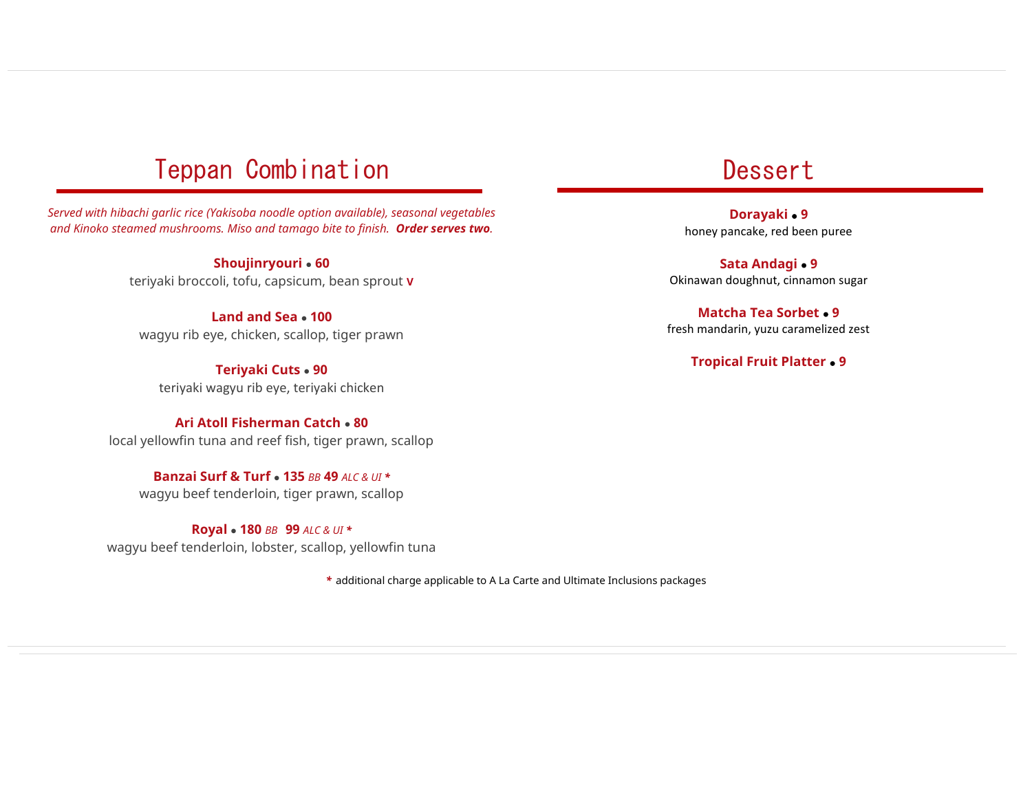## Teppan Combination

*Served with hibachi garlic rice (Yakisoba noodle option available), seasonal vegetables and Kinoko steamed mushrooms. Miso and tamago bite to finish.* ***Order serves two.***

**Shoujinryouri • 60**
teriyaki broccoli, tofu, capsicum, bean sprout **V**

**Land and Sea • 100**
wagyu rib eye, chicken, scallop, tiger prawn

**Teriyaki Cuts • 90**
teriyaki wagyu rib eye, teriyaki chicken

**Ari Atoll Fisherman Catch • 80**
local yellowfin tuna and reef fish, tiger prawn, scallop

**Banzai Surf & Turf • 135** *BB* **49** *ALC & UI* **\***
wagyu beef tenderloin, tiger prawn, scallop

**Royal • 180** *BB* **99** *ALC & UI* **\***
wagyu beef tenderloin, lobster, scallop, yellowfin tuna

## Dessert

**Dorayaki • 9**
honey pancake, red been puree

**Sata Andagi • 9**
Okinawan doughnut, cinnamon sugar

**Matcha Tea Sorbet • 9**
fresh mandarin, yuzu caramelized zest

**Tropical Fruit Platter • 9**

**\*** additional charge applicable to A La Carte and Ultimate Inclusions packages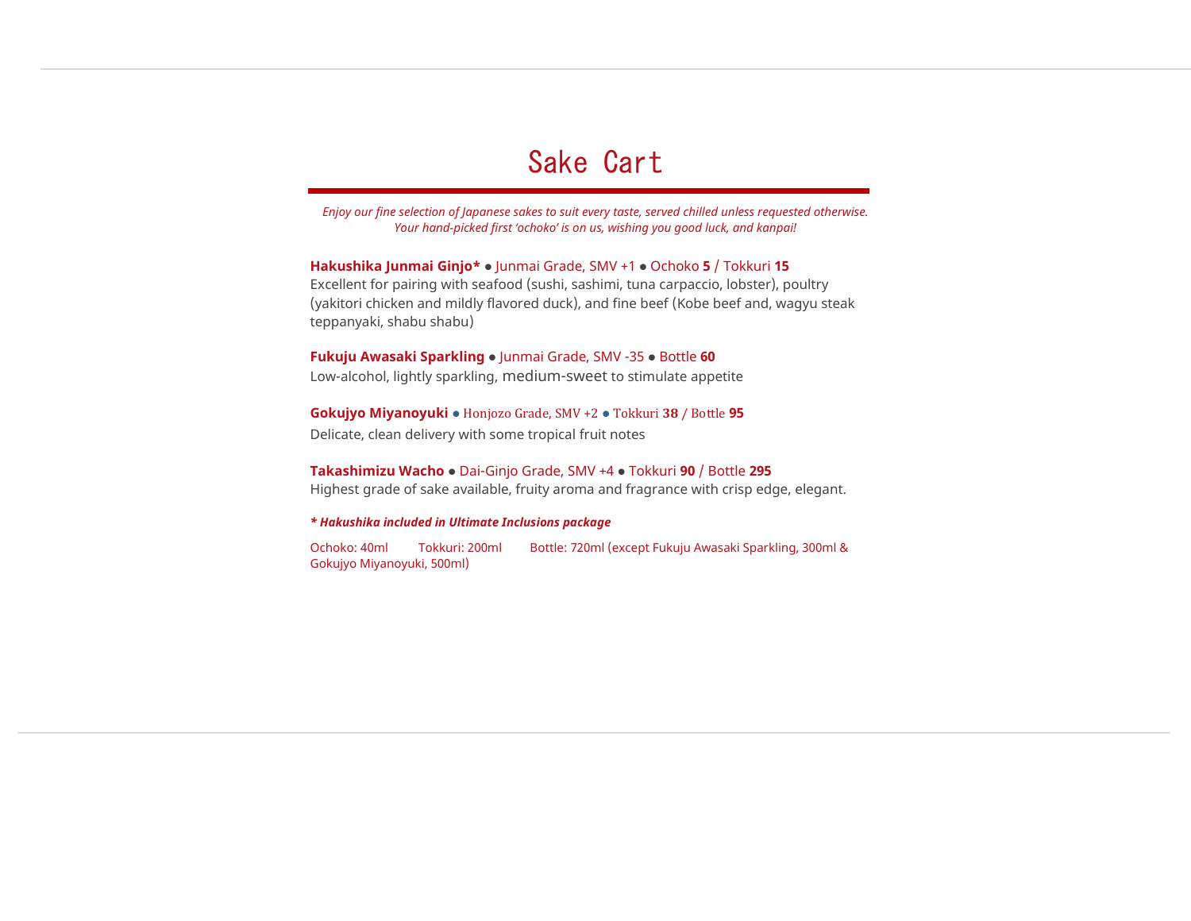# Sake Cart

*Enjoy our fine selection of Japanese sakes to suit every taste, served chilled unless requested otherwise. Your hand-picked first 'ochoko' is on us, wishing you good luck, and kanpai!*

**Hakushika Junmai Ginjo*** ● Junmai Grade, SMV +1 ● Ochoko **5** / Tokkuri **15**
Excellent for pairing with seafood (sushi, sashimi, tuna carpaccio, lobster), poultry (yakitori chicken and mildly flavored duck), and fine beef (Kobe beef and, wagyu steak teppanyaki, shabu shabu)

**Fukuju Awasaki Sparkling** ● Junmai Grade, SMV -35 ● Bottle **60**
Low-alcohol, lightly sparkling, medium-sweet to stimulate appetite

**Gokujyo Miyanoyuki** ● Honjozo Grade, SMV +2 ● Tokkuri **38** / Bottle **95**
Delicate, clean delivery with some tropical fruit notes

**Takashimizu Wacho** ● Dai-Ginjo Grade, SMV +4 ● Tokkuri **90** / Bottle **295**
Highest grade of sake available, fruity aroma and fragrance with crisp edge, elegant.

***\* Hakushika included in Ultimate Inclusions package***

Ochoko: 40ml Tokkuri: 200ml Bottle: 720ml (except Fukuju Awasaki Sparkling, 300ml & Gokujyo Miyanoyuki, 500ml)